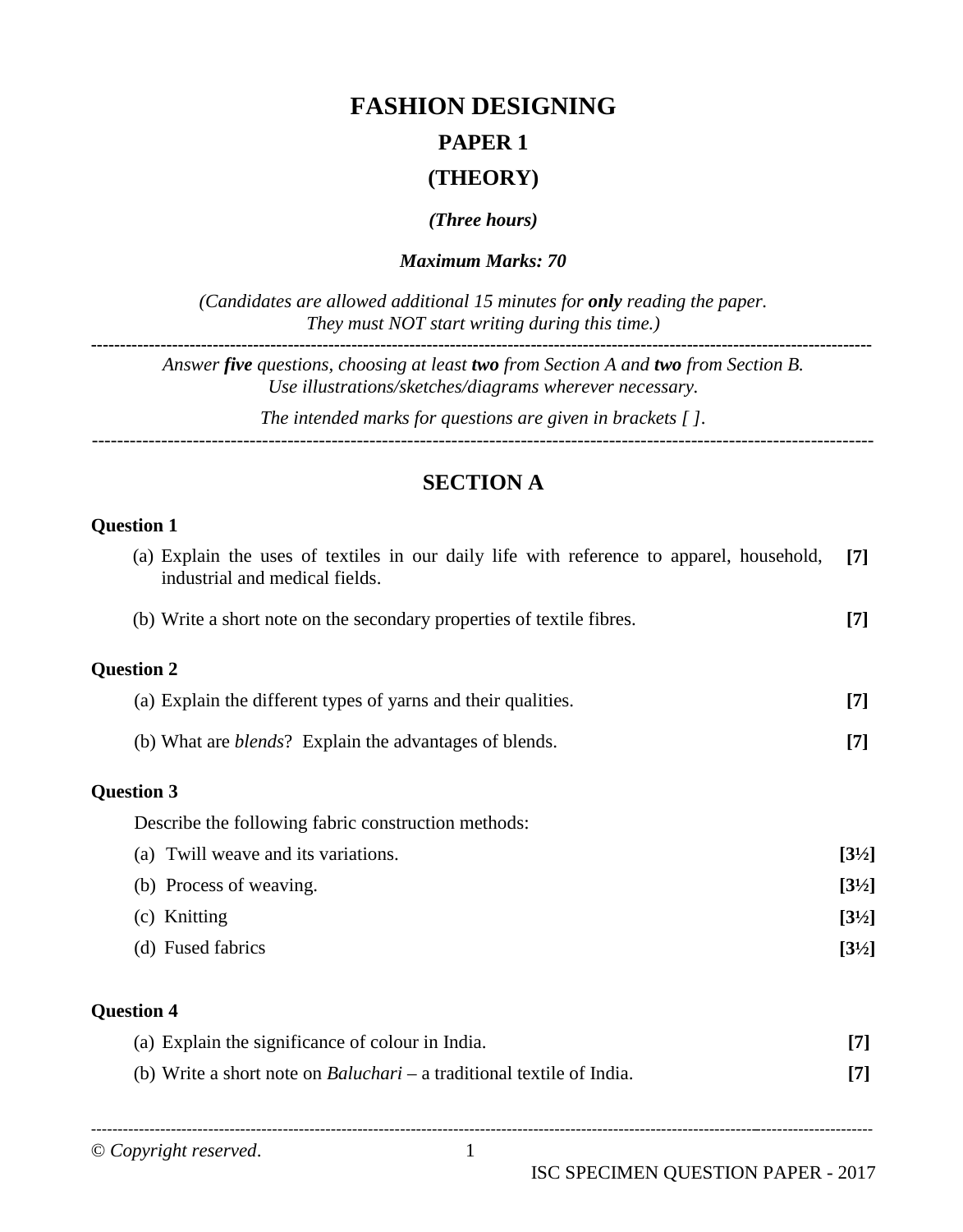# FASHION DESIGNING

## PAPER 1

## (THEORY)

*(Three hours)*

***Maximum Marks: 70***

*(Candidates are allowed additional 15 minutes for **only** reading the paper. They must NOT start writing during this time.)*

---

*Answer **five** questions, choosing at least **two** from Section A and **two** from Section B. Use illustrations/sketches/diagrams wherever necessary.*

*The intended marks for questions are given in brackets [ ].*

---

## SECTION A

**Question 1**

(a) Explain the uses of textiles in our daily life with reference to apparel, household, industrial and medical fields. **[7]**

(b) Write a short note on the secondary properties of textile fibres. **[7]**

**Question 2**

(a) Explain the different types of yarns and their qualities. **[7]**

(b) What are *blends*? Explain the advantages of blends. **[7]**

**Question 3**

Describe the following fabric construction methods:

(a) Twill weave and its variations. **[3½]**

(b) Process of weaving. **[3½]**

(c) Knitting **[3½]**

(d) Fused fabrics **[3½]**

**Question 4**

(a) Explain the significance of colour in India. **[7]**

(b) Write a short note on *Baluchari* – a traditional textile of India. **[7]**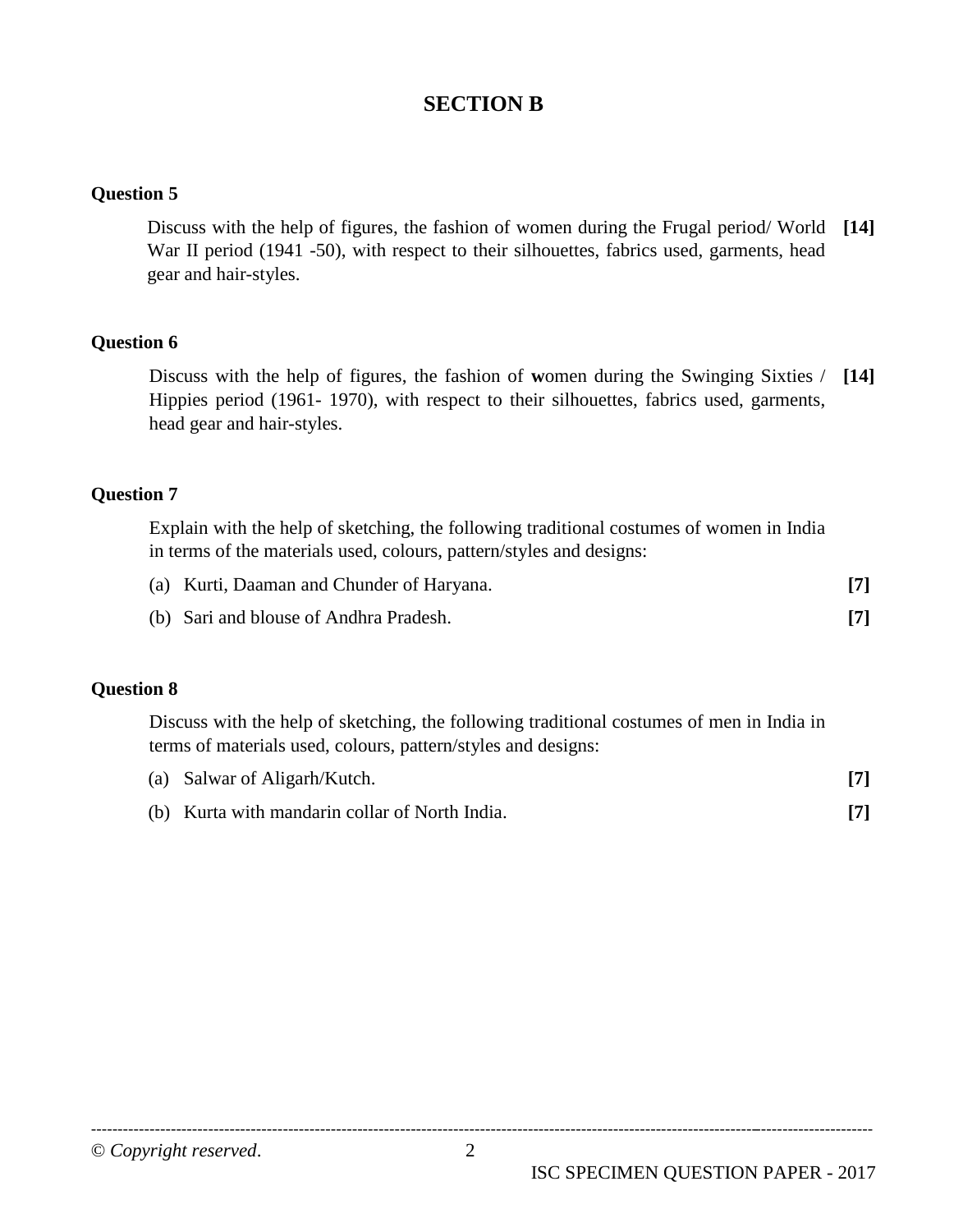# SECTION B

### Question 5

Discuss with the help of figures, the fashion of women during the Frugal period/ World War II period (1941 -50), with respect to their silhouettes, fabrics used, garments, head gear and hair-styles. **[14]**

### Question 6

Discuss with the help of figures, the fashion of **w**omen during the Swinging Sixties / Hippies period (1961- 1970), with respect to their silhouettes, fabrics used, garments, head gear and hair-styles. **[14]**

### Question 7

Explain with the help of sketching, the following traditional costumes of women in India in terms of the materials used, colours, pattern/styles and designs:

(a) Kurti, Daaman and Chunder of Haryana. **[7]**

(b) Sari and blouse of Andhra Pradesh. **[7]**

### Question 8

Discuss with the help of sketching, the following traditional costumes of men in India in terms of materials used, colours, pattern/styles and designs:

(a) Salwar of Aligarh/Kutch. **[7]**

(b) Kurta with mandarin collar of North India. **[7]**